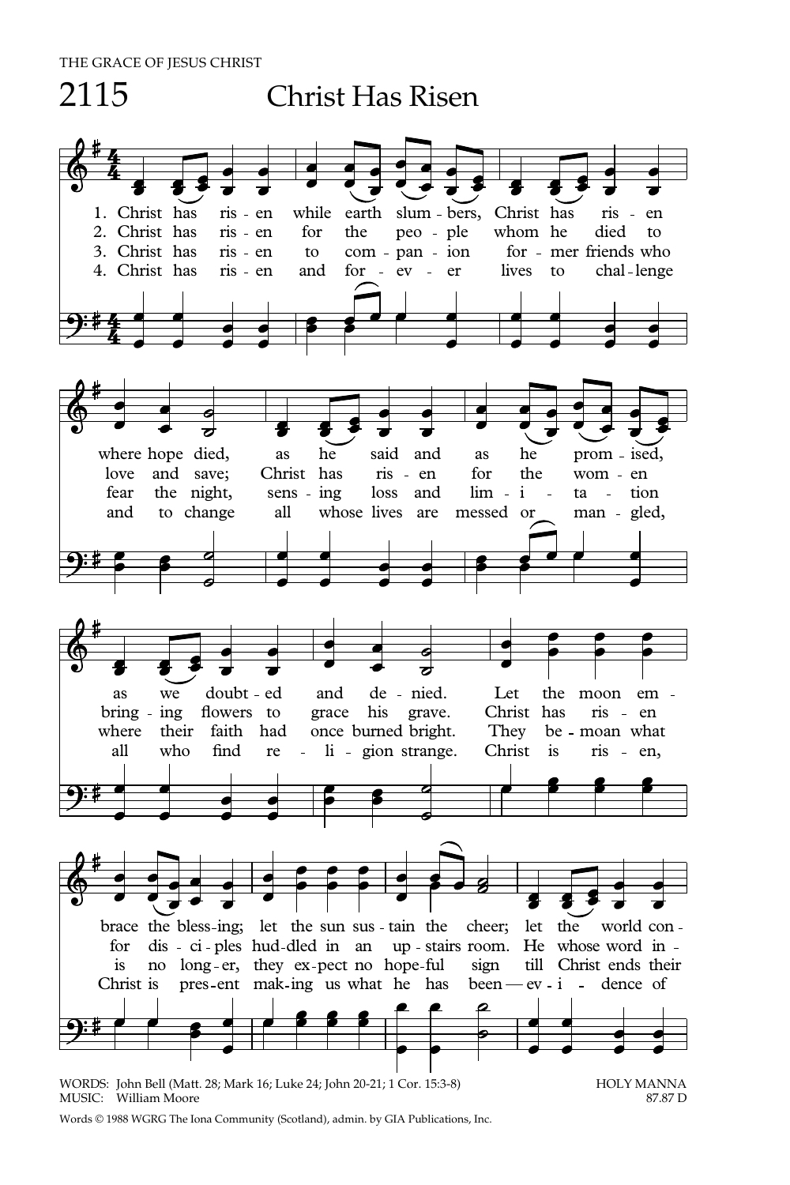THE GRACE OF JESUS CHRIST

# 2115 Christ Has Risen

1. Christ has ris - en while earth slum - bers, Christ has ris - en where hope died, as he said and as he prom - ised, as we doubt - ed and de - nied. Let the moon em - brace the bless - ing; let the sun sus - tain the cheer; let the world con -

2. Christ has ris - en for the peo - ple whom he died to love and save; Christ has ris - en for the wom - en bring - ing flowers to grace his grave. Christ has ris - en for dis - ci - ples hud - dled in an up - stairs room. He whose word in -

3. Christ has ris - en to com - pan - ion for - mer friends who fear the night, sens - ing loss and lim - i - ta - tion where their faith had once burned bright. They be - moan what is no long - er, they ex - pect no hope - ful sign till Christ ends their

4. Christ has ris - en and for - ev - er lives to chal - lenge and to change all whose lives are messed or man - gled, all who find re - li - gion strange. Christ is ris - en, Christ is pres - ent mak - ing us what he has been — ev - i - dence of

WORDS: John Bell (Matt. 28; Mark 16; Luke 24; John 20-21; 1 Cor. 15:3-8)
MUSIC: William Moore

HOLY MANNA
87.87 D

Words © 1988 WGRG The Iona Community (Scotland), admin. by GIA Publications, Inc.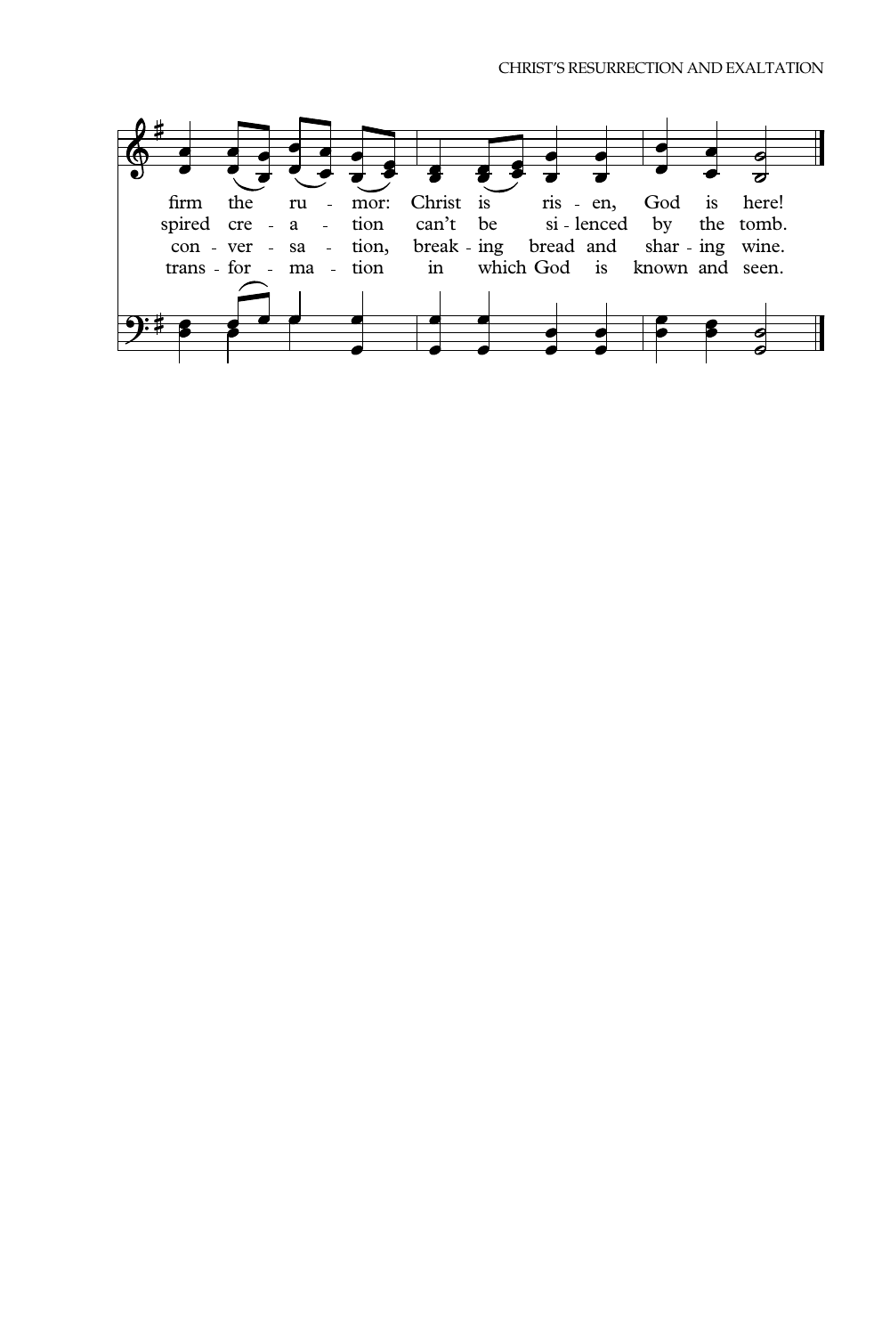firm the ru - mor: Christ is ris - en, God is here!

spired cre - a - tion can't be si - lenced by the tomb.

con - ver - sa - tion, break - ing bread and shar - ing wine.

trans - for - ma - tion in which God is known and seen.